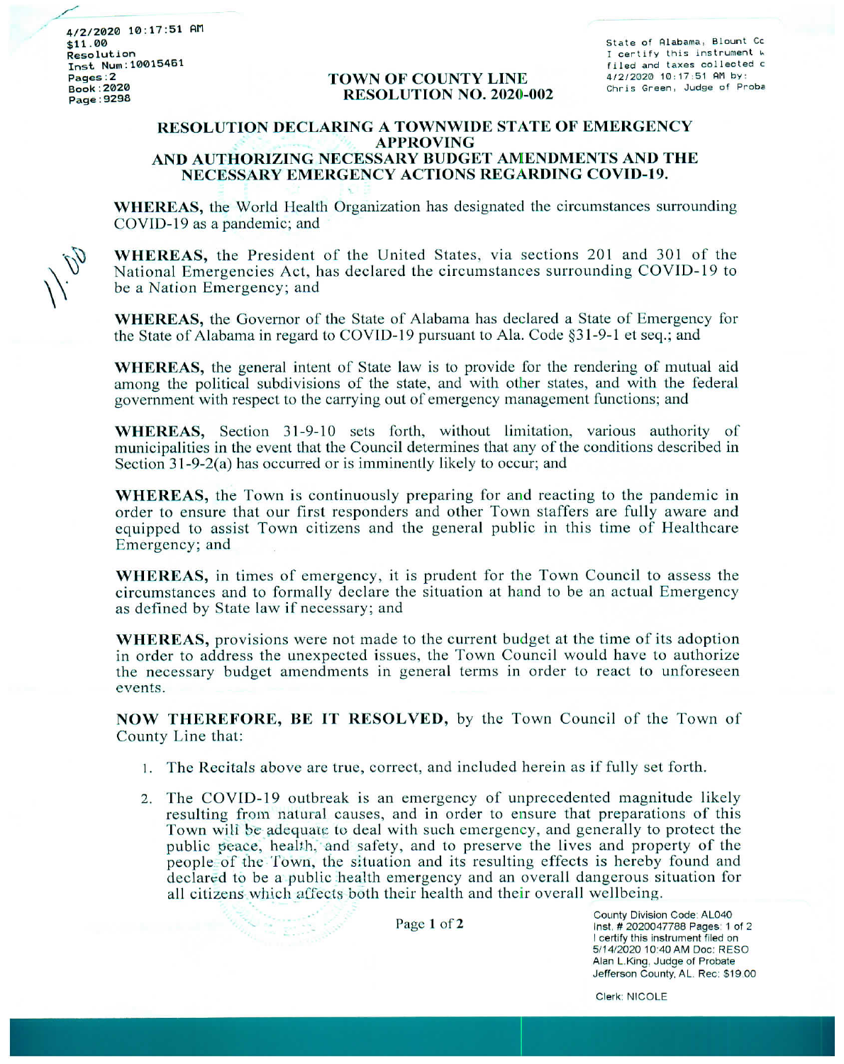4/2/2020 10:17:51 AM
$11.00
Resolution
Inst Num:10015461
Pages:2
Book:2020
Page:9298

State of Alabama, Blount Co
I certify this instrument w
filed and taxes collected c
4/2/2020 10:17:51 AM by:
Chris Green, Judge of Proba

# TOWN OF COUNTY LINE
# RESOLUTION NO. 2020-002

## RESOLUTION DECLARING A TOWNWIDE STATE OF EMERGENCY APPROVING AND AUTHORIZING NECESSARY BUDGET AMENDMENTS AND THE NECESSARY EMERGENCY ACTIONS REGARDING COVID-19.

**WHEREAS,** the World Health Organization has designated the circumstances surrounding COVID-19 as a pandemic; and

**WHEREAS,** the President of the United States, via sections 201 and 301 of the National Emergencies Act, has declared the circumstances surrounding COVID-19 to be a Nation Emergency; and

**WHEREAS,** the Governor of the State of Alabama has declared a State of Emergency for the State of Alabama in regard to COVID-19 pursuant to Ala. Code §31-9-1 et seq.; and

**WHEREAS,** the general intent of State law is to provide for the rendering of mutual aid among the political subdivisions of the state, and with other states, and with the federal government with respect to the carrying out of emergency management functions; and

**WHEREAS,** Section 31-9-10 sets forth, without limitation, various authority of municipalities in the event that the Council determines that any of the conditions described in Section 31-9-2(a) has occurred or is imminently likely to occur; and

**WHEREAS,** the Town is continuously preparing for and reacting to the pandemic in order to ensure that our first responders and other Town staffers are fully aware and equipped to assist Town citizens and the general public in this time of Healthcare Emergency; and

**WHEREAS,** in times of emergency, it is prudent for the Town Council to assess the circumstances and to formally declare the situation at hand to be an actual Emergency as defined by State law if necessary; and

**WHEREAS,** provisions were not made to the current budget at the time of its adoption in order to address the unexpected issues, the Town Council would have to authorize the necessary budget amendments in general terms in order to react to unforeseen events.

**NOW THEREFORE, BE IT RESOLVED,** by the Town Council of the Town of County Line that:

1. The Recitals above are true, correct, and included herein as if fully set forth.
2. The COVID-19 outbreak is an emergency of unprecedented magnitude likely resulting from natural causes, and in order to ensure that preparations of this Town will be adequate to deal with such emergency, and generally to protect the public peace, health, and safety, and to preserve the lives and property of the people of the Town, the situation and its resulting effects is hereby found and declared to be a public health emergency and an overall dangerous situation for all citizens which affects both their health and their overall wellbeing.

County Division Code: AL040
Inst. # 2020047788 Pages: 1 of 2
I certify this instrument filed on
5/14/2020 10:40 AM Doc: RESO
Alan L.King, Judge of Probate
Jefferson County, AL. Rec: $19.00

Clerk: NICOLE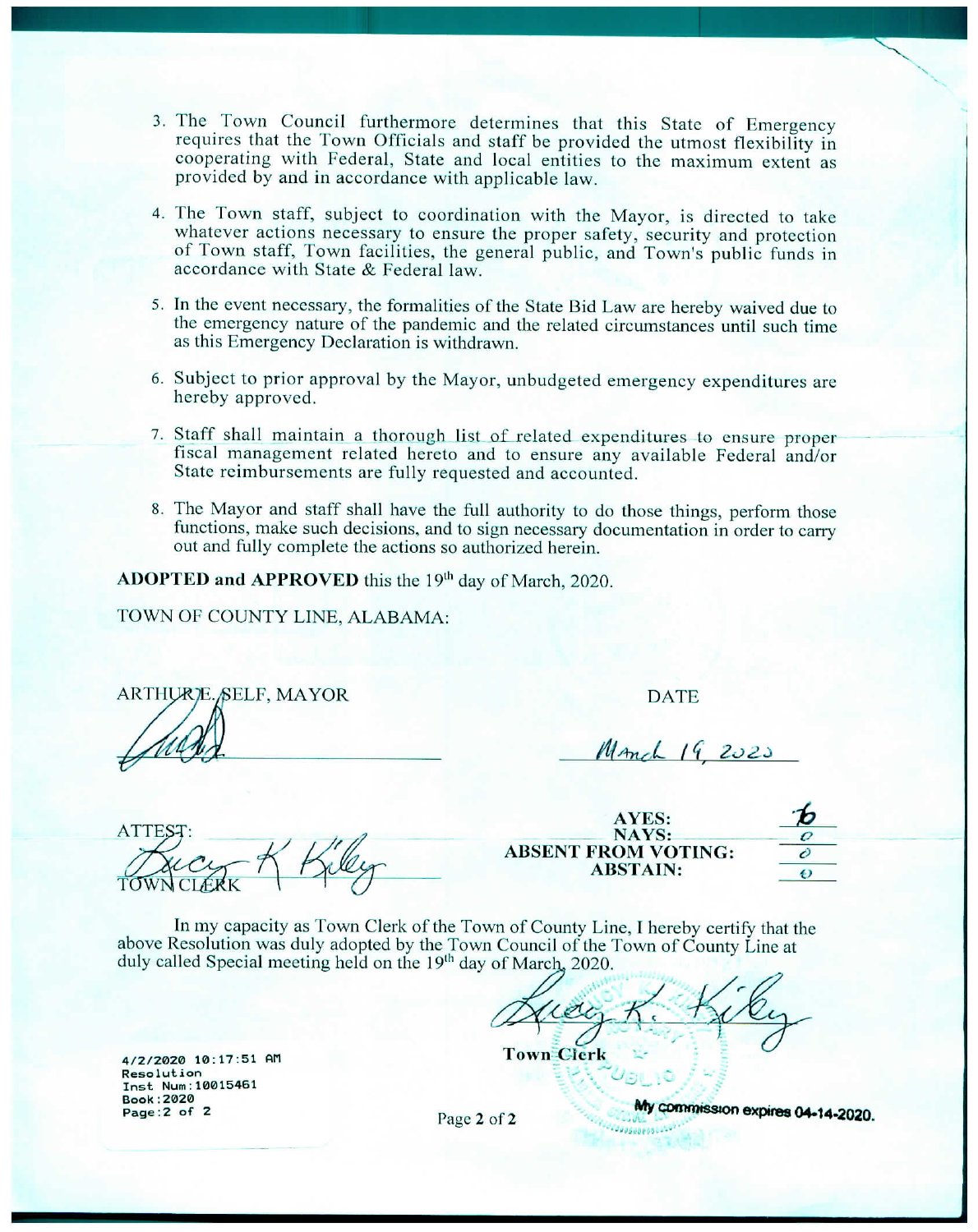3. The Town Council furthermore determines that this State of Emergency requires that the Town Officials and staff be provided the utmost flexibility in cooperating with Federal, State and local entities to the maximum extent as provided by and in accordance with applicable law.

4. The Town staff, subject to coordination with the Mayor, is directed to take whatever actions necessary to ensure the proper safety, security and protection of Town staff, Town facilities, the general public, and Town's public funds in accordance with State & Federal law.

5. In the event necessary, the formalities of the State Bid Law are hereby waived due to the emergency nature of the pandemic and the related circumstances until such time as this Emergency Declaration is withdrawn.

6. Subject to prior approval by the Mayor, unbudgeted emergency expenditures are hereby approved.

7. Staff shall maintain a thorough list of related expenditures to ensure proper fiscal management related hereto and to ensure any available Federal and/or State reimbursements are fully requested and accounted.

8. The Mayor and staff shall have the full authority to do those things, perform those functions, make such decisions, and to sign necessary documentation in order to carry out and fully complete the actions so authorized herein.

**ADOPTED and APPROVED** this the 19th day of March, 2020.

TOWN OF COUNTY LINE, ALABAMA:

ARTHUR E. SELF, MAYOR

DATE

March 19, 2020

ATTEST:

TOWN CLERK

| | |
|---|---|
| **AYES:** | 6 |
| **NAYS:** | 0 |
| **ABSENT FROM VOTING:** | 0 |
| **ABSTAIN:** | 0 |

In my capacity as Town Clerk of the Town of County Line, I hereby certify that the above Resolution was duly adopted by the Town Council of the Town of County Line at duly called Special meeting held on the 19th day of March, 2020.

**Town Clerk**

**My commission expires 04-14-2020.**

4/2/2020 10:17:51 AM
Resolution
Inst Num:10015461
Book:2020
Page:2 of 2